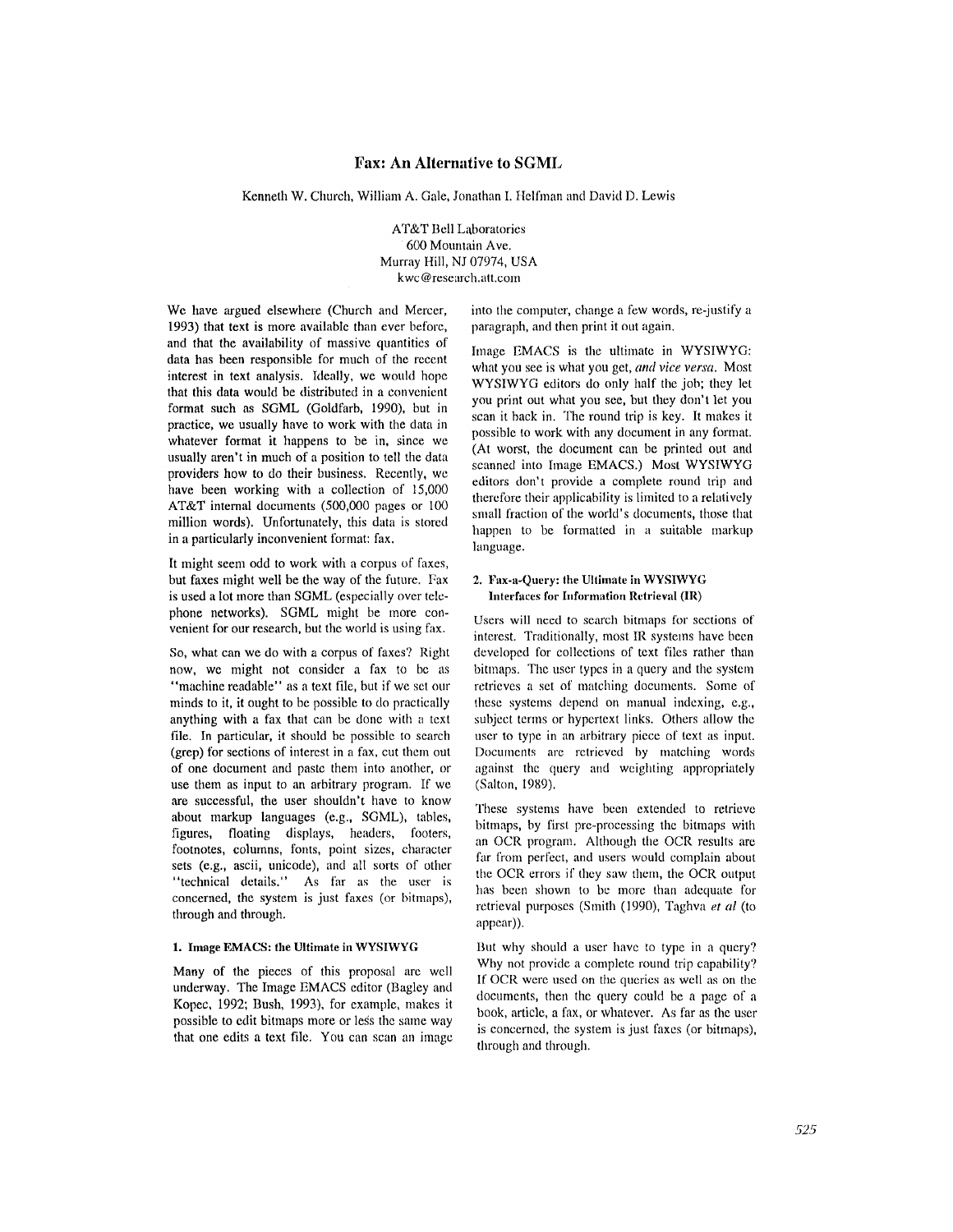# Fax: An Alternative to SGML

Kenneth W. Church, William A. Gale, Jonathan I. Helfman and David D. Lewis

AT&T Bell Laboratories
600 Mountain Ave.
Murray Hill, NJ 07974, USA
kwc@research.att.com

We have argued elsewhere (Church and Mercer, 1993) that text is more available than ever before, and that the availability of massive quantities of data has been responsible for much of the recent interest in text analysis. Ideally, we would hope that this data would be distributed in a convenient format such as SGML (Goldfarb, 1990), but in practice, we usually have to work with the data in whatever format it happens to be in, since we usually aren't in much of a position to tell the data providers how to do their business. Recently, we have been working with a collection of 15,000 AT&T internal documents (500,000 pages or 100 million words). Unfortunately, this data is stored in a particularly inconvenient format: fax.

It might seem odd to work with a corpus of faxes, but faxes might well be the way of the future. Fax is used a lot more than SGML (especially over telephone networks). SGML might be more convenient for our research, but the world is using fax.

So, what can we do with a corpus of faxes? Right now, we might not consider a fax to be as "machine readable" as a text file, but if we set our minds to it, it ought to be possible to do practically anything with a fax that can be done with a text file. In particular, it should be possible to search (grep) for sections of interest in a fax, cut them out of one document and paste them into another, or use them as input to an arbitrary program. If we are successful, the user shouldn't have to know about markup languages (e.g., SGML), tables, figures, floating displays, headers, footers, footnotes, columns, fonts, point sizes, character sets (e.g., ascii, unicode), and all sorts of other "technical details." As far as the user is concerned, the system is just faxes (or bitmaps), through and through.

## 1. Image EMACS: the Ultimate in WYSIWYG

Many of the pieces of this proposal are well underway. The Image EMACS editor (Bagley and Kopec, 1992; Bush, 1993), for example, makes it possible to edit bitmaps more or less the same way that one edits a text file. You can scan an image into the computer, change a few words, re-justify a paragraph, and then print it out again.

Image EMACS is the ultimate in WYSIWYG: what you see is what you get, *and vice versa*. Most WYSIWYG editors do only half the job; they let you print out what you see, but they don't let you scan it back in. The round trip is key. It makes it possible to work with any document in any format. (At worst, the document can be printed out and scanned into Image EMACS.) Most WYSIWYG editors don't provide a complete round trip and therefore their applicability is limited to a relatively small fraction of the world's documents, those that happen to be formatted in a suitable markup language.

## 2. Fax-a-Query: the Ultimate in WYSIWYG Interfaces for Information Retrieval (IR)

Users will need to search bitmaps for sections of interest. Traditionally, most IR systems have been developed for collections of text files rather than bitmaps. The user types in a query and the system retrieves a set of matching documents. Some of these systems depend on manual indexing, e.g., subject terms or hypertext links. Others allow the user to type in an arbitrary piece of text as input. Documents are retrieved by matching words against the query and weighting appropriately (Salton, 1989).

These systems have been extended to retrieve bitmaps, by first pre-processing the bitmaps with an OCR program. Although the OCR results are far from perfect, and users would complain about the OCR errors if they saw them, the OCR output has been shown to be more than adequate for retrieval purposes (Smith (1990), Taghva *et al* (to appear)).

But why should a user have to type in a query? Why not provide a complete round trip capability? If OCR were used on the queries as well as on the documents, then the query could be a page of a book, article, a fax, or whatever. As far as the user is concerned, the system is just faxes (or bitmaps), through and through.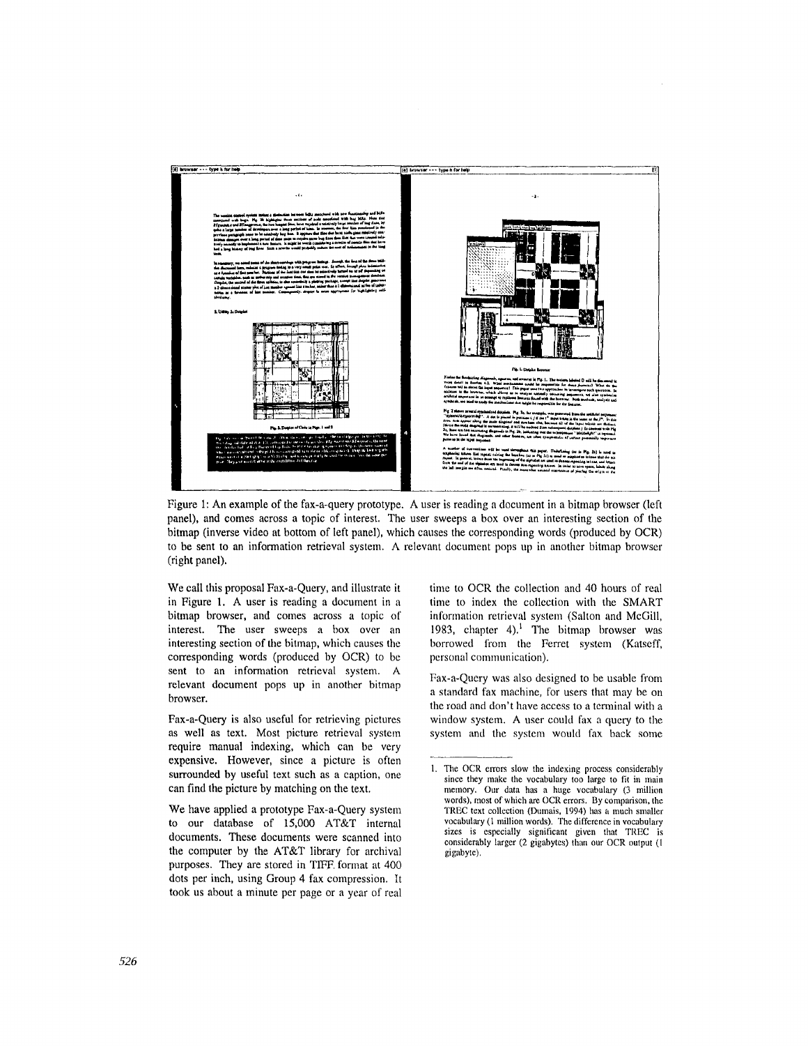Figure 1: An example of the fax-a-query prototype. A user is reading a document in a bitmap browser (left panel), and comes across a topic of interest. The user sweeps a box over an interesting section of the bitmap (inverse video at bottom of left panel), which causes the corresponding words (produced by OCR) to be sent to an information retrieval system. A relevant document pops up in another bitmap browser (right panel).

We call this proposal Fax-a-Query, and illustrate it in Figure 1. A user is reading a document in a bitmap browser, and comes across a topic of interest. The user sweeps a box over an interesting section of the bitmap, which causes the corresponding words (produced by OCR) to be sent to an information retrieval system. A relevant document pops up in another bitmap browser.

Fax-a-Query is also useful for retrieving pictures as well as text. Most picture retrieval system require manual indexing, which can be very expensive. However, since a picture is often surrounded by useful text such as a caption, one can find the picture by matching on the text.

We have applied a prototype Fax-a-Query system to our database of 15,000 AT&T internal documents. These documents were scanned into the computer by the AT&T library for archival purposes. They are stored in TIFF format at 400 dots per inch, using Group 4 fax compression. It took us about a minute per page or a year of real time to OCR the collection and 40 hours of real time to index the collection with the SMART information retrieval system (Salton and McGill, 1983, chapter 4).[1] The bitmap browser was borrowed from the Ferret system (Katseff, personal communication).

Fax-a-Query was also designed to be usable from a standard fax machine, for users that may be on the road and don't have access to a terminal with a window system. A user could fax a query to the system and the system would fax back some

1. The OCR errors slow the indexing process considerably since they make the vocabulary too large to fit in main memory. Our data has a huge vocabulary (3 million words), most of which are OCR errors. By comparison, the TREC text collection (Dumais, 1994) has a much smaller vocabulary (1 million words). The difference in vocabulary sizes is especially significant given that TREC is considerably larger (2 gigabytes) than our OCR output (1 gigabyte).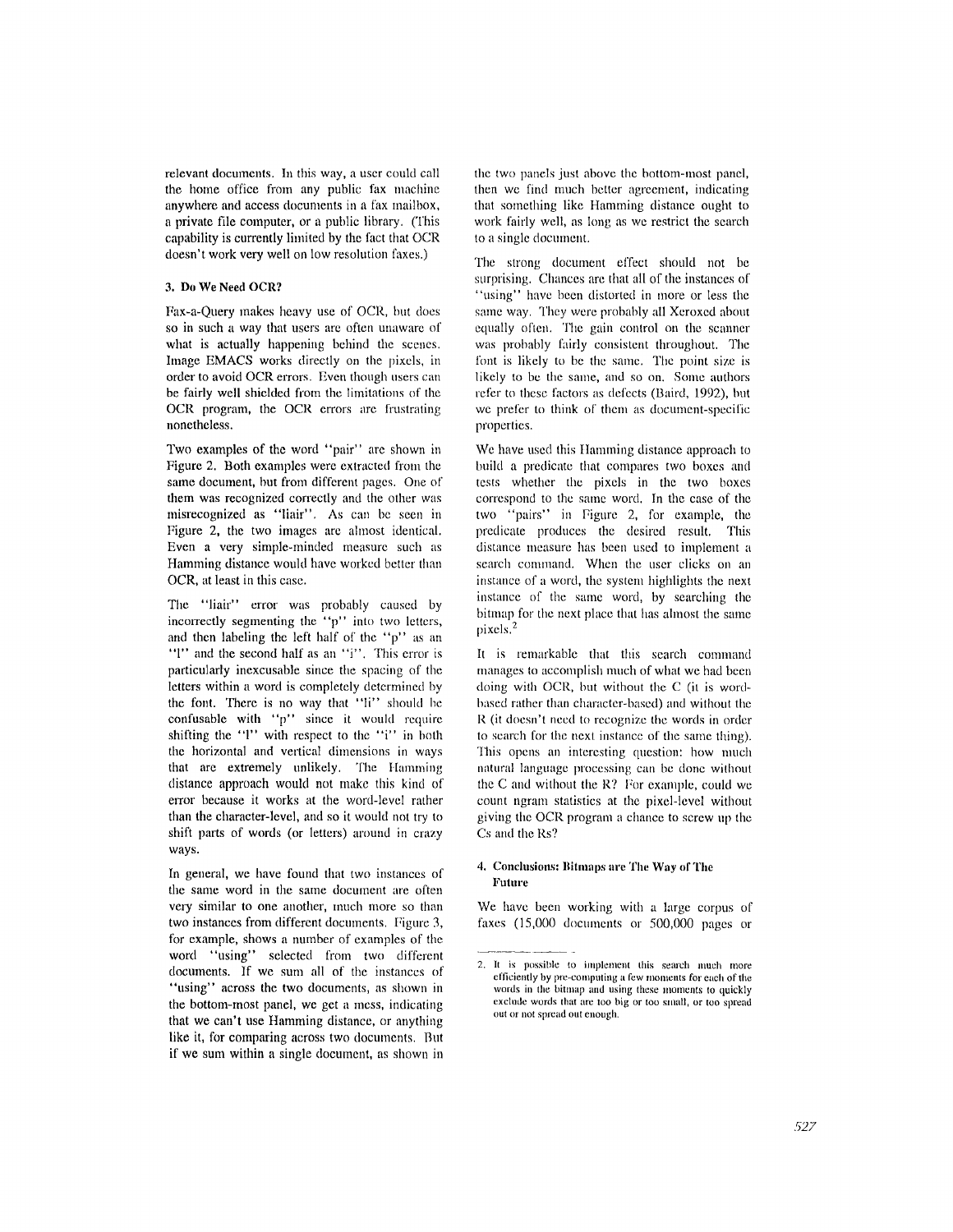relevant documents. In this way, a user could call the home office from any public fax machine anywhere and access documents in a fax mailbox, a private file computer, or a public library. (This capability is currently limited by the fact that OCR doesn't work very well on low resolution faxes.)

### 3. Do We Need OCR?

Fax-a-Query makes heavy use of OCR, but does so in such a way that users are often unaware of what is actually happening behind the scenes. Image EMACS works directly on the pixels, in order to avoid OCR errors. Even though users can be fairly well shielded from the limitations of the OCR program, the OCR errors are frustrating nonetheless.

Two examples of the word "pair" are shown in Figure 2. Both examples were extracted from the same document, but from different pages. One of them was recognized correctly and the other was misrecognized as "liair". As can be seen in Figure 2, the two images are almost identical. Even a very simple-minded measure such as Hamming distance would have worked better than OCR, at least in this case.

The "liair" error was probably caused by incorrectly segmenting the "p" into two letters, and then labeling the left half of the "p" as an "l" and the second half as an "i". This error is particularly inexcusable since the spacing of the letters within a word is completely determined by the font. There is no way that "li" should be confusable with "p" since it would require shifting the "l" with respect to the "i" in both the horizontal and vertical dimensions in ways that are extremely unlikely. The Hamming distance approach would not make this kind of error because it works at the word-level rather than the character-level, and so it would not try to shift parts of words (or letters) around in crazy ways.

In general, we have found that two instances of the same word in the same document are often very similar to one another, much more so than two instances from different documents. Figure 3, for example, shows a number of examples of the word "using" selected from two different documents. If we sum all of the instances of "using" across the two documents, as shown in the bottom-most panel, we get a mess, indicating that we can't use Hamming distance, or anything like it, for comparing across two documents. But if we sum within a single document, as shown in the two panels just above the bottom-most panel, then we find much better agreement, indicating that something like Hamming distance ought to work fairly well, as long as we restrict the search to a single document.

The strong document effect should not be surprising. Chances are that all of the instances of "using" have been distorted in more or less the same way. They were probably all Xeroxed about equally often. The gain control on the scanner was probably fairly consistent throughout. The font is likely to be the same. The point size is likely to be the same, and so on. Some authors refer to these factors as defects (Baird, 1992), but we prefer to think of them as document-specific properties.

We have used this Hamming distance approach to build a predicate that compares two boxes and tests whether the pixels in the two boxes correspond to the same word. In the case of the two "pairs" in Figure 2, for example, the predicate produces the desired result. This distance measure has been used to implement a search command. When the user clicks on an instance of a word, the system highlights the next instance of the same word, by searching the bitmap for the next place that has almost the same pixels.[2]

It is remarkable that this search command manages to accomplish much of what we had been doing with OCR, but without the C (it is word-based rather than character-based) and without the R (it doesn't need to recognize the words in order to search for the next instance of the same thing). This opens an interesting question: how much natural language processing can be done without the C and without the R? For example, could we count ngram statistics at the pixel-level without giving the OCR program a chance to screw up the Cs and the Rs?

### 4. Conclusions: Bitmaps are The Way of The Future

We have been working with a large corpus of faxes (15,000 documents or 500,000 pages or

---

2. It is possible to implement this search much more efficiently by pre-computing a few moments for each of the words in the bitmap and using these moments to quickly exclude words that are too big or too small, or too spread out or not spread out enough.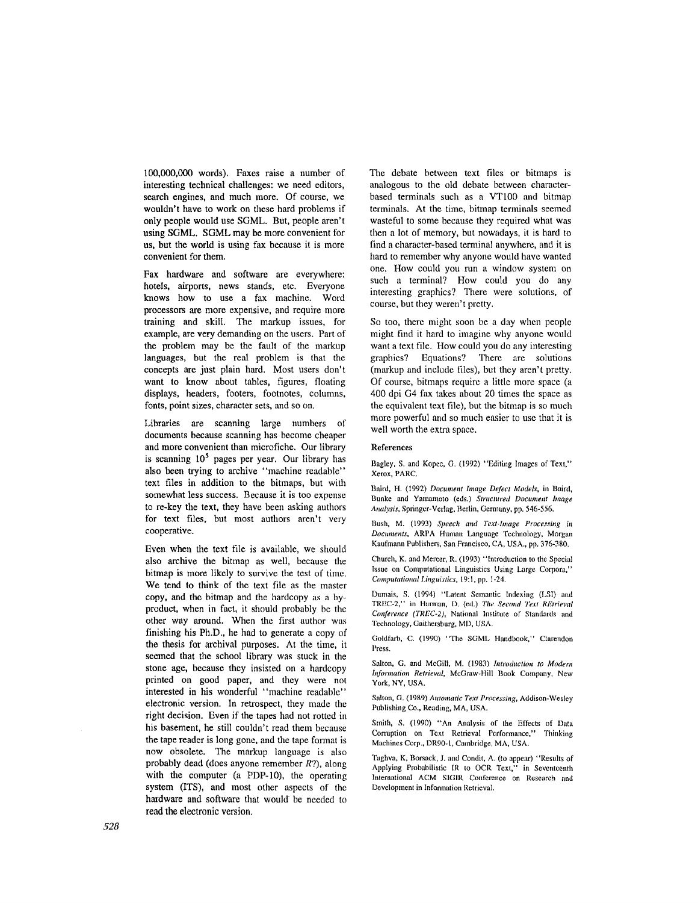100,000,000 words). Faxes raise a number of interesting technical challenges: we need editors, search engines, and much more. Of course, we wouldn't have to work on these hard problems if only people would use SGML. But, people aren't using SGML. SGML may be more convenient for us, but the world is using fax because it is more convenient for them.

Fax hardware and software are everywhere: hotels, airports, news stands, etc. Everyone knows how to use a fax machine. Word processors are more expensive, and require more training and skill. The markup issues, for example, are very demanding on the users. Part of the problem may be the fault of the markup languages, but the real problem is that the concepts are just plain hard. Most users don't want to know about tables, figures, floating displays, headers, footers, footnotes, columns, fonts, point sizes, character sets, and so on.

Libraries are scanning large numbers of documents because scanning has become cheaper and more convenient than microfiche. Our library is scanning $10^5$ pages per year. Our library has also been trying to archive "machine readable" text files in addition to the bitmaps, but with somewhat less success. Because it is too expense to re-key the text, they have been asking authors for text files, but most authors aren't very cooperative.

Even when the text file is available, we should also archive the bitmap as well, because the bitmap is more likely to survive the test of time. We tend to think of the text file as the master copy, and the bitmap and the hardcopy as a by-product, when in fact, it should probably be the other way around. When the first author was finishing his Ph.D., he had to generate a copy of the thesis for archival purposes. At the time, it seemed that the school library was stuck in the stone age, because they insisted on a hardcopy printed on good paper, and they were not interested in his wonderful "machine readable" electronic version. In retrospect, they made the right decision. Even if the tapes had not rotted in his basement, he still couldn't read them because the tape reader is long gone, and the tape format is now obsolete. The markup language is also probably dead (does anyone remember *R*?), along with the computer (a PDP-10), the operating system (ITS), and most other aspects of the hardware and software that would be needed to read the electronic version.

The debate between text files or bitmaps is analogous to the old debate between character-based terminals such as a VT100 and bitmap terminals. At the time, bitmap terminals seemed wasteful to some because they required what was then a lot of memory, but nowadays, it is hard to find a character-based terminal anywhere, and it is hard to remember why anyone would have wanted one. How could you run a window system on such a terminal? How could you do any interesting graphics? There were solutions, of course, but they weren't pretty.

So too, there might soon be a day when people might find it hard to imagine why anyone would want a text file. How could you do any interesting graphics? Equations? There are solutions (markup and include files), but they aren't pretty. Of course, bitmaps require a little more space (a 400 dpi G4 fax takes about 20 times the space as the equivalent text file), but the bitmap is so much more powerful and so much easier to use that it is well worth the extra space.

### References

Bagley, S. and Kopec, G. (1992) "Editing Images of Text," Xerox, PARC.

Baird, H. (1992) *Document Image Defect Models*, in Baird, Bunke and Yamamoto (eds.) *Structured Document Image Analysis*, Springer-Verlag, Berlin, Germany, pp. 546-556.

Bush, M. (1993) *Speech and Text-Image Processing in Documents*, ARPA Human Language Technology, Morgan Kaufmann Publishers, San Francisco, CA, USA., pp. 376-380.

Church, K. and Mercer, R. (1993) "Introduction to the Special Issue on Computational Linguistics Using Large Corpora," *Computational Linguistics*, 19:1, pp. 1-24.

Dumais, S. (1994) "Latent Semantic Indexing (LSI) and TREC-2," in Harman, D. (ed.) *The Second Text REtrieval Conference (TREC-2)*, National Institute of Standards and Technology, Gaithersburg, MD, USA.

Goldfarb, C. (1990) "The SGML Handbook," Clarendon Press.

Salton, G. and McGill, M. (1983) *Introduction to Modern Information Retrieval*, McGraw-Hill Book Company, New York, NY, USA.

Salton, G. (1989) *Automatic Text Processing*, Addison-Wesley Publishing Co., Reading, MA, USA.

Smith, S. (1990) "An Analysis of the Effects of Data Corruption on Text Retrieval Performance," Thinking Machines Corp., DR90-1, Cambridge, MA, USA.

Taghva, K, Borsack, J. and Condit, A. (to appear) "Results of Applying Probabilistic IR to OCR Text," in Seventeenth International ACM SIGIR Conference on Research and Development in Information Retrieval.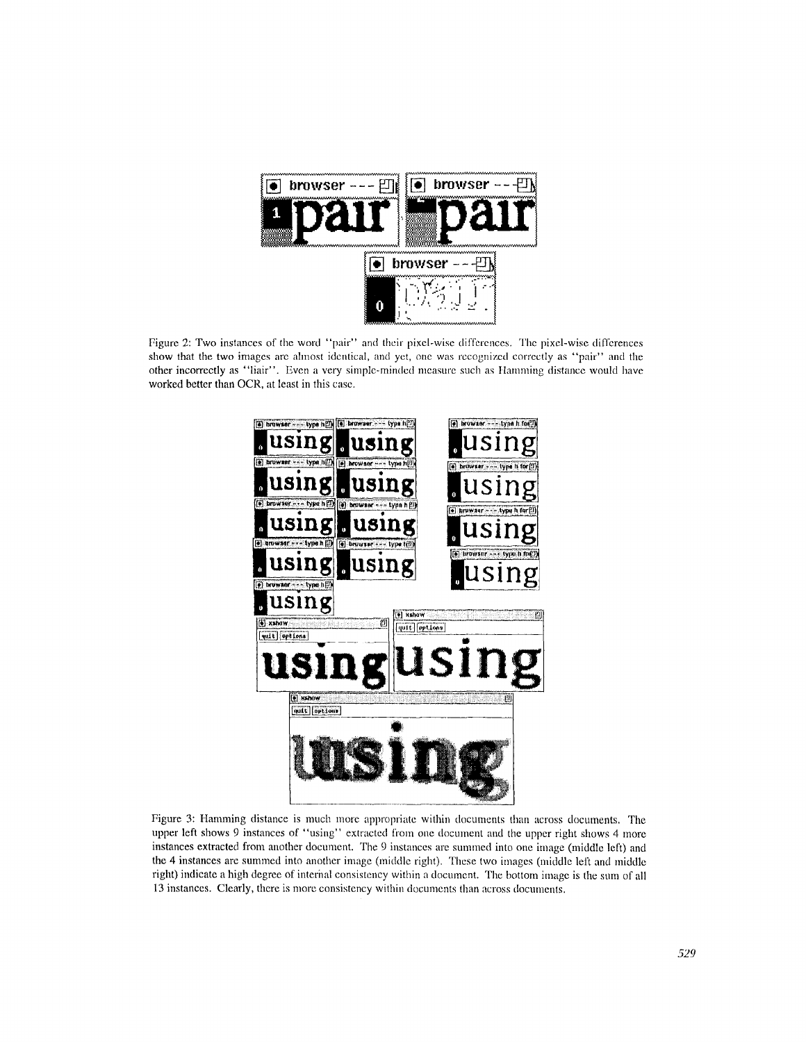Figure 2: Two instances of the word "pair" and their pixel-wise differences. The pixel-wise differences show that the two images are almost identical, and yet, one was recognized correctly as "pair" and the other incorrectly as "liair". Even a very simple-minded measure such as Hamming distance would have worked better than OCR, at least in this case.

Figure 3: Hamming distance is much more appropriate within documents than across documents. The upper left shows 9 instances of "using" extracted from one document and the upper right shows 4 more instances extracted from another document. The 9 instances are summed into one image (middle left) and the 4 instances are summed into another image (middle right). These two images (middle left and middle right) indicate a high degree of internal consistency within a document. The bottom image is the sum of all 13 instances. Clearly, there is more consistency within documents than across documents.